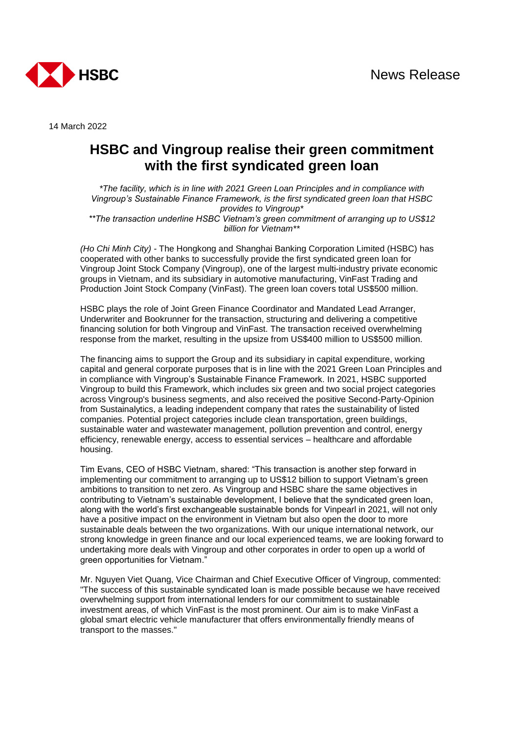News Release

14 March 2022

# HSBC and Vingroup realise their green commitment with the first syndicated green loan

*\*The facility, which is in line with 2021 Green Loan Principles and in compliance with Vingroup's Sustainable Finance Framework, is the first syndicated green loan that HSBC provides to Vingroup\**

*\*\*The transaction underline HSBC Vietnam's green commitment of arranging up to US$12 billion for Vietnam\*\**

*(Ho Chi Minh City)* - The Hongkong and Shanghai Banking Corporation Limited (HSBC) has cooperated with other banks to successfully provide the first syndicated green loan for Vingroup Joint Stock Company (Vingroup), one of the largest multi-industry private economic groups in Vietnam, and its subsidiary in automotive manufacturing, VinFast Trading and Production Joint Stock Company (VinFast). The green loan covers total US$500 million.

HSBC plays the role of Joint Green Finance Coordinator and Mandated Lead Arranger, Underwriter and Bookrunner for the transaction, structuring and delivering a competitive financing solution for both Vingroup and VinFast. The transaction received overwhelming response from the market, resulting in the upsize from US$400 million to US$500 million.

The financing aims to support the Group and its subsidiary in capital expenditure, working capital and general corporate purposes that is in line with the 2021 Green Loan Principles and in compliance with Vingroup's Sustainable Finance Framework. In 2021, HSBC supported Vingroup to build this Framework, which includes six green and two social project categories across Vingroup's business segments, and also received the positive Second-Party-Opinion from Sustainalytics, a leading independent company that rates the sustainability of listed companies. Potential project categories include clean transportation, green buildings, sustainable water and wastewater management, pollution prevention and control, energy efficiency, renewable energy, access to essential services – healthcare and affordable housing.

Tim Evans, CEO of HSBC Vietnam, shared: "This transaction is another step forward in implementing our commitment to arranging up to US$12 billion to support Vietnam's green ambitions to transition to net zero. As Vingroup and HSBC share the same objectives in contributing to Vietnam's sustainable development, I believe that the syndicated green loan, along with the world's first exchangeable sustainable bonds for Vinpearl in 2021, will not only have a positive impact on the environment in Vietnam but also open the door to more sustainable deals between the two organizations. With our unique international network, our strong knowledge in green finance and our local experienced teams, we are looking forward to undertaking more deals with Vingroup and other corporates in order to open up a world of green opportunities for Vietnam."

Mr. Nguyen Viet Quang, Vice Chairman and Chief Executive Officer of Vingroup, commented: "The success of this sustainable syndicated loan is made possible because we have received overwhelming support from international lenders for our commitment to sustainable investment areas, of which VinFast is the most prominent. Our aim is to make VinFast a global smart electric vehicle manufacturer that offers environmentally friendly means of transport to the masses."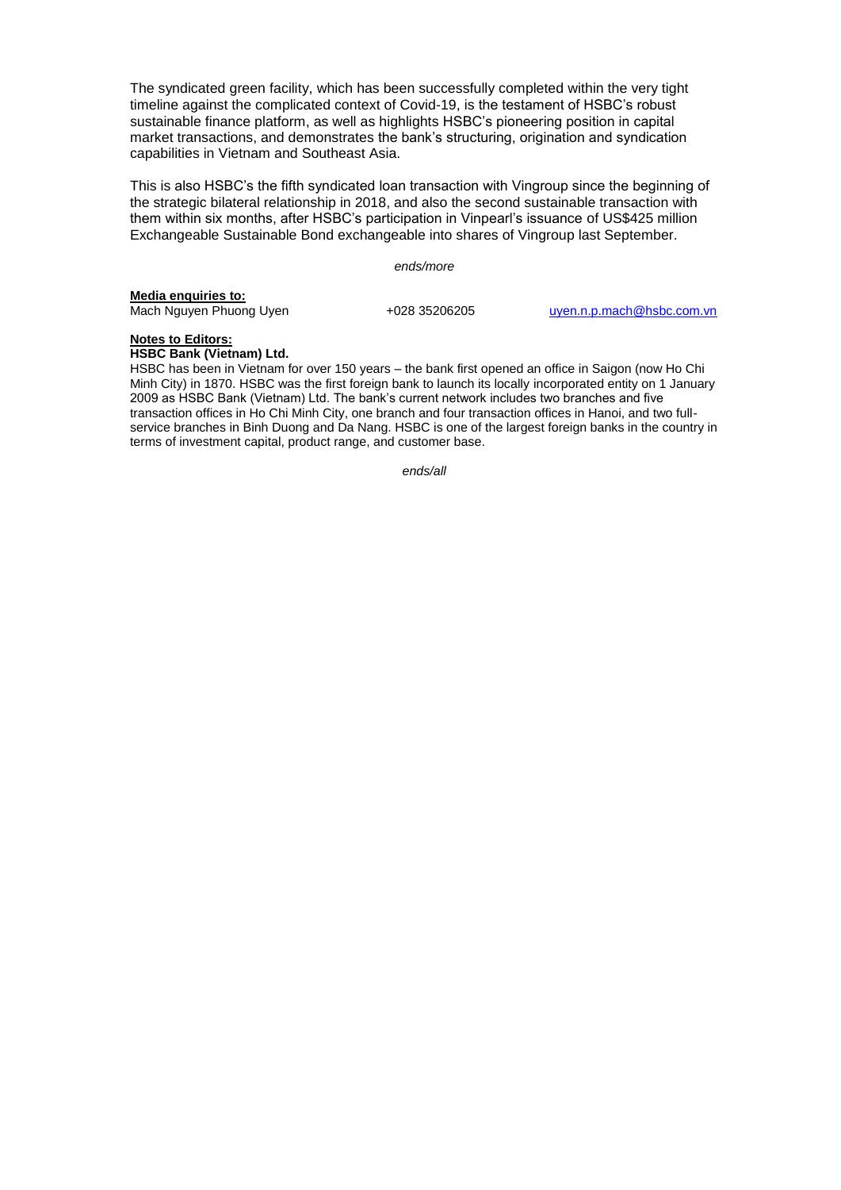The syndicated green facility, which has been successfully completed within the very tight timeline against the complicated context of Covid-19, is the testament of HSBC's robust sustainable finance platform, as well as highlights HSBC's pioneering position in capital market transactions, and demonstrates the bank's structuring, origination and syndication capabilities in Vietnam and Southeast Asia.

This is also HSBC's the fifth syndicated loan transaction with Vingroup since the beginning of the strategic bilateral relationship in 2018, and also the second sustainable transaction with them within six months, after HSBC's participation in Vinpearl's issuance of US$425 million Exchangeable Sustainable Bond exchangeable into shares of Vingroup last September.

*ends/more*

**Media enquiries to:**

Mach Nguyen Phuong Uyen    +028 35206205    uyen.n.p.mach@hsbc.com.vn

**Notes to Editors:**

**HSBC Bank (Vietnam) Ltd.**

HSBC has been in Vietnam for over 150 years – the bank first opened an office in Saigon (now Ho Chi Minh City) in 1870. HSBC was the first foreign bank to launch its locally incorporated entity on 1 January 2009 as HSBC Bank (Vietnam) Ltd. The bank's current network includes two branches and five transaction offices in Ho Chi Minh City, one branch and four transaction offices in Hanoi, and two full-service branches in Binh Duong and Da Nang. HSBC is one of the largest foreign banks in the country in terms of investment capital, product range, and customer base.

*ends/all*